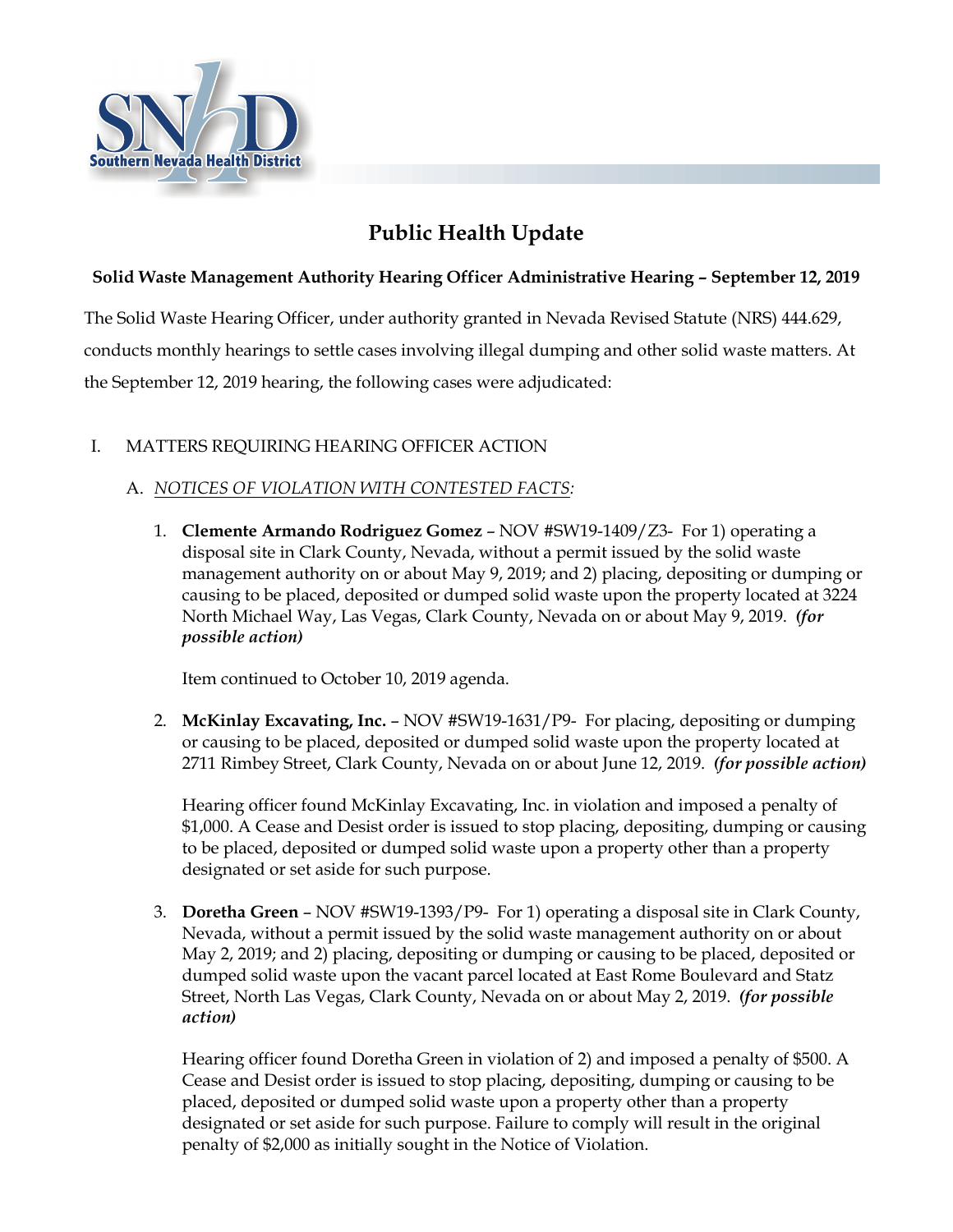# Public Health Update

**Solid Waste Management Authority Hearing Officer Administrative Hearing – September 12, 2019**

The Solid Waste Hearing Officer, under authority granted in Nevada Revised Statute (NRS) 444.629, conducts monthly hearings to settle cases involving illegal dumping and other solid waste matters. At the September 12, 2019 hearing, the following cases were adjudicated:

I. MATTERS REQUIRING HEARING OFFICER ACTION

A. *NOTICES OF VIOLATION WITH CONTESTED FACTS:*

1. **Clemente Armando Rodriguez Gomez** – NOV #SW19-1409/Z3- For 1) operating a disposal site in Clark County, Nevada, without a permit issued by the solid waste management authority on or about May 9, 2019; and 2) placing, depositing or dumping or causing to be placed, deposited or dumped solid waste upon the property located at 3224 North Michael Way, Las Vegas, Clark County, Nevada on or about May 9, 2019. ***(for possible action)***

   Item continued to October 10, 2019 agenda.

2. **McKinlay Excavating, Inc.** – NOV #SW19-1631/P9- For placing, depositing or dumping or causing to be placed, deposited or dumped solid waste upon the property located at 2711 Rimbey Street, Clark County, Nevada on or about June 12, 2019. ***(for possible action)***

   Hearing officer found McKinlay Excavating, Inc. in violation and imposed a penalty of $1,000. A Cease and Desist order is issued to stop placing, depositing, dumping or causing to be placed, deposited or dumped solid waste upon a property other than a property designated or set aside for such purpose.

3. **Doretha Green** – NOV #SW19-1393/P9- For 1) operating a disposal site in Clark County, Nevada, without a permit issued by the solid waste management authority on or about May 2, 2019; and 2) placing, depositing or dumping or causing to be placed, deposited or dumped solid waste upon the vacant parcel located at East Rome Boulevard and Statz Street, North Las Vegas, Clark County, Nevada on or about May 2, 2019. ***(for possible action)***

   Hearing officer found Doretha Green in violation of 2) and imposed a penalty of $500. A Cease and Desist order is issued to stop placing, depositing, dumping or causing to be placed, deposited or dumped solid waste upon a property other than a property designated or set aside for such purpose. Failure to comply will result in the original penalty of $2,000 as initially sought in the Notice of Violation.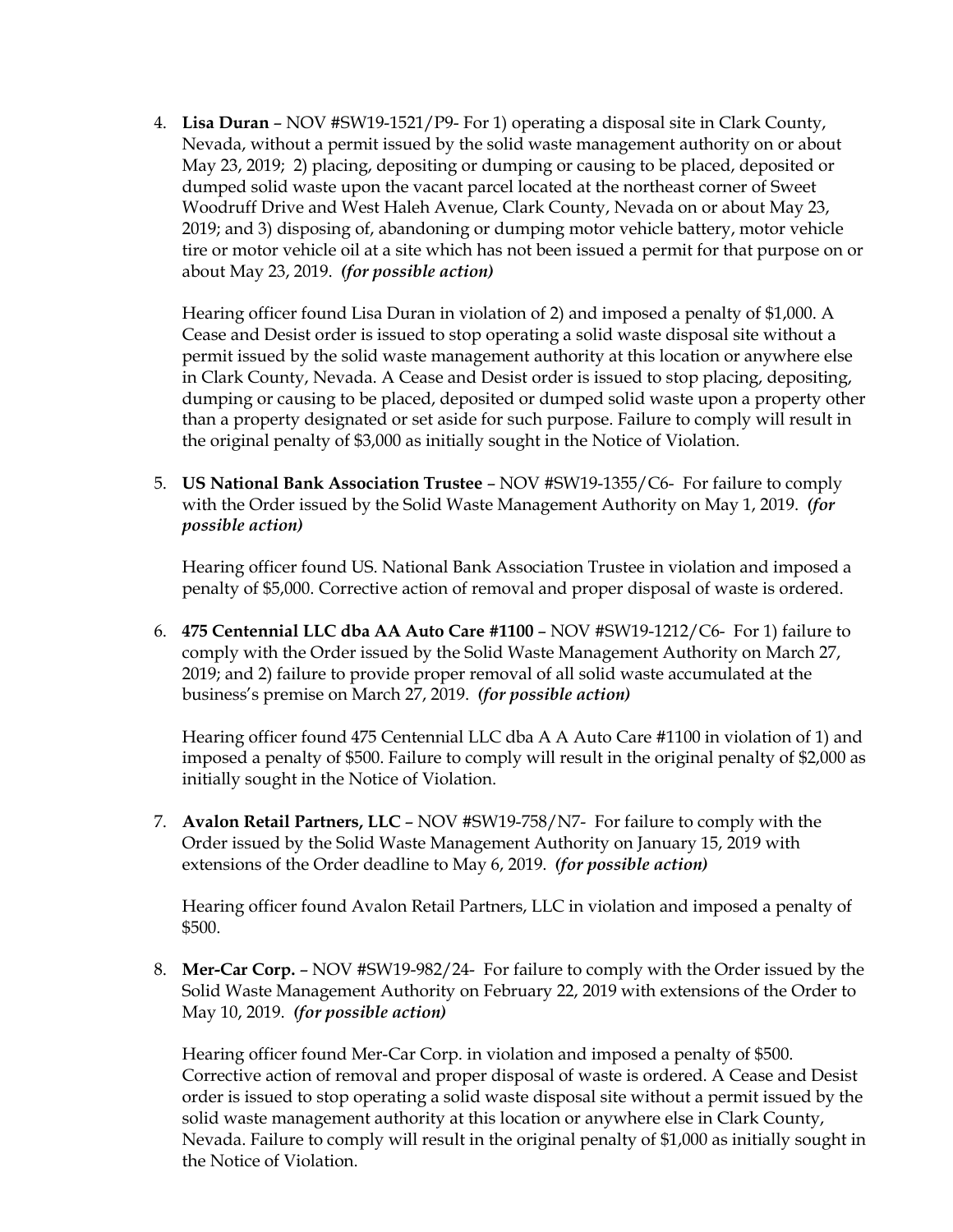4. **Lisa Duran** – NOV #SW19-1521/P9- For 1) operating a disposal site in Clark County, Nevada, without a permit issued by the solid waste management authority on or about May 23, 2019; 2) placing, depositing or dumping or causing to be placed, deposited or dumped solid waste upon the vacant parcel located at the northeast corner of Sweet Woodruff Drive and West Haleh Avenue, Clark County, Nevada on or about May 23, 2019; and 3) disposing of, abandoning or dumping motor vehicle battery, motor vehicle tire or motor vehicle oil at a site which has not been issued a permit for that purpose on or about May 23, 2019. ***(for possible action)***

   Hearing officer found Lisa Duran in violation of 2) and imposed a penalty of $1,000. A Cease and Desist order is issued to stop operating a solid waste disposal site without a permit issued by the solid waste management authority at this location or anywhere else in Clark County, Nevada. A Cease and Desist order is issued to stop placing, depositing, dumping or causing to be placed, deposited or dumped solid waste upon a property other than a property designated or set aside for such purpose. Failure to comply will result in the original penalty of $3,000 as initially sought in the Notice of Violation.

5. **US National Bank Association Trustee** – NOV #SW19-1355/C6- For failure to comply with the Order issued by the Solid Waste Management Authority on May 1, 2019. ***(for possible action)***

   Hearing officer found US. National Bank Association Trustee in violation and imposed a penalty of $5,000. Corrective action of removal and proper disposal of waste is ordered.

6. **475 Centennial LLC dba AA Auto Care #1100** – NOV #SW19-1212/C6- For 1) failure to comply with the Order issued by the Solid Waste Management Authority on March 27, 2019; and 2) failure to provide proper removal of all solid waste accumulated at the business's premise on March 27, 2019. ***(for possible action)***

   Hearing officer found 475 Centennial LLC dba A A Auto Care #1100 in violation of 1) and imposed a penalty of $500. Failure to comply will result in the original penalty of $2,000 as initially sought in the Notice of Violation.

7. **Avalon Retail Partners, LLC** – NOV #SW19-758/N7- For failure to comply with the Order issued by the Solid Waste Management Authority on January 15, 2019 with extensions of the Order deadline to May 6, 2019. ***(for possible action)***

   Hearing officer found Avalon Retail Partners, LLC in violation and imposed a penalty of $500.

8. **Mer-Car Corp.** – NOV #SW19-982/24- For failure to comply with the Order issued by the Solid Waste Management Authority on February 22, 2019 with extensions of the Order to May 10, 2019. ***(for possible action)***

   Hearing officer found Mer-Car Corp. in violation and imposed a penalty of $500. Corrective action of removal and proper disposal of waste is ordered. A Cease and Desist order is issued to stop operating a solid waste disposal site without a permit issued by the solid waste management authority at this location or anywhere else in Clark County, Nevada. Failure to comply will result in the original penalty of $1,000 as initially sought in the Notice of Violation.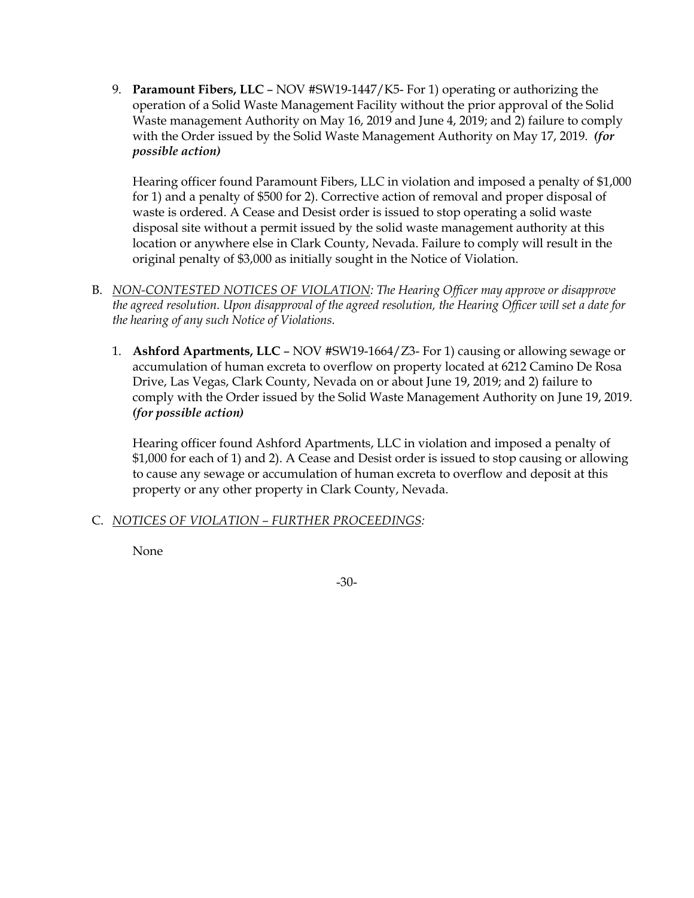9. **Paramount Fibers, LLC** – NOV #SW19-1447/K5- For 1) operating or authorizing the operation of a Solid Waste Management Facility without the prior approval of the Solid Waste management Authority on May 16, 2019 and June 4, 2019; and 2) failure to comply with the Order issued by the Solid Waste Management Authority on May 17, 2019. ***(for possible action)***

   Hearing officer found Paramount Fibers, LLC in violation and imposed a penalty of $1,000 for 1) and a penalty of $500 for 2). Corrective action of removal and proper disposal of waste is ordered. A Cease and Desist order is issued to stop operating a solid waste disposal site without a permit issued by the solid waste management authority at this location or anywhere else in Clark County, Nevada. Failure to comply will result in the original penalty of $3,000 as initially sought in the Notice of Violation.

B. *NON-CONTESTED NOTICES OF VIOLATION: The Hearing Officer may approve or disapprove the agreed resolution. Upon disapproval of the agreed resolution, the Hearing Officer will set a date for the hearing of any such Notice of Violations.*

   1. **Ashford Apartments, LLC** – NOV #SW19-1664/Z3- For 1) causing or allowing sewage or accumulation of human excreta to overflow on property located at 6212 Camino De Rosa Drive, Las Vegas, Clark County, Nevada on or about June 19, 2019; and 2) failure to comply with the Order issued by the Solid Waste Management Authority on June 19, 2019. ***(for possible action)***

      Hearing officer found Ashford Apartments, LLC in violation and imposed a penalty of $1,000 for each of 1) and 2). A Cease and Desist order is issued to stop causing or allowing to cause any sewage or accumulation of human excreta to overflow and deposit at this property or any other property in Clark County, Nevada.

C. *NOTICES OF VIOLATION – FURTHER PROCEEDINGS:*

   None